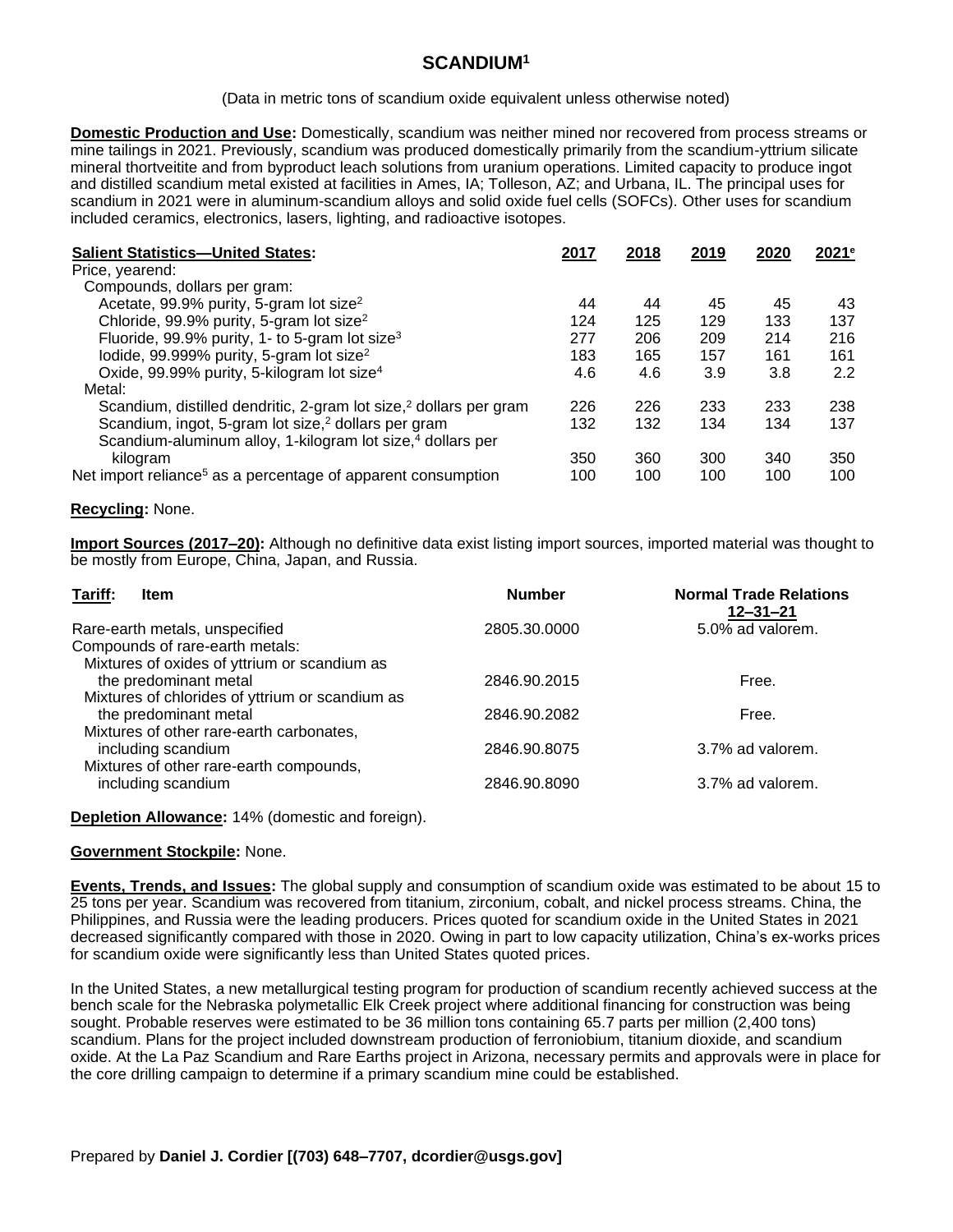# SCANDIUM[1]

(Data in metric tons of scandium oxide equivalent unless otherwise noted)

**Domestic Production and Use:** Domestically, scandium was neither mined nor recovered from process streams or mine tailings in 2021. Previously, scandium was produced domestically primarily from the scandium-yttrium silicate mineral thortveitite and from byproduct leach solutions from uranium operations. Limited capacity to produce ingot and distilled scandium metal existed at facilities in Ames, IA; Tolleson, AZ; and Urbana, IL. The principal uses for scandium in 2021 were in aluminum-scandium alloys and solid oxide fuel cells (SOFCs). Other uses for scandium included ceramics, electronics, lasers, lighting, and radioactive isotopes.

| **Salient Statistics—United States:** | 2017 | 2018 | 2019 | 2020 | 2021[e] |
|---|---|---|---|---|---|
| Price, yearend: | | | | | |
| Compounds, dollars per gram: | | | | | |
| Acetate, 99.9% purity, 5-gram lot size[2] | 44 | 44 | 45 | 45 | 43 |
| Chloride, 99.9% purity, 5-gram lot size[2] | 124 | 125 | 129 | 133 | 137 |
| Fluoride, 99.9% purity, 1- to 5-gram lot size[3] | 277 | 206 | 209 | 214 | 216 |
| Iodide, 99.999% purity, 5-gram lot size[2] | 183 | 165 | 157 | 161 | 161 |
| Oxide, 99.99% purity, 5-kilogram lot size[4] | 4.6 | 4.6 | 3.9 | 3.8 | 2.2 |
| Metal: | | | | | |
| Scandium, distilled dendritic, 2-gram lot size,[2] dollars per gram | 226 | 226 | 233 | 233 | 238 |
| Scandium, ingot, 5-gram lot size,[2] dollars per gram | 132 | 132 | 134 | 134 | 137 |
| Scandium-aluminum alloy, 1-kilogram lot size,[4] dollars per kilogram | 350 | 360 | 300 | 340 | 350 |
| Net import reliance[5] as a percentage of apparent consumption | 100 | 100 | 100 | 100 | 100 |

**Recycling:** None.

**Import Sources (2017–20):** Although no definitive data exist listing import sources, imported material was thought to be mostly from Europe, China, Japan, and Russia.

| **Tariff:** Item | Number | Normal Trade Relations 12–31–21 |
|---|---|---|
| Rare-earth metals, unspecified | 2805.30.0000 | 5.0% ad valorem. |
| Compounds of rare-earth metals: | | |
| Mixtures of oxides of yttrium or scandium as the predominant metal | 2846.90.2015 | Free. |
| Mixtures of chlorides of yttrium or scandium as the predominant metal | 2846.90.2082 | Free. |
| Mixtures of other rare-earth carbonates, including scandium | 2846.90.8075 | 3.7% ad valorem. |
| Mixtures of other rare-earth compounds, including scandium | 2846.90.8090 | 3.7% ad valorem. |

**Depletion Allowance:** 14% (domestic and foreign).

**Government Stockpile:** None.

**Events, Trends, and Issues:** The global supply and consumption of scandium oxide was estimated to be about 15 to 25 tons per year. Scandium was recovered from titanium, zirconium, cobalt, and nickel process streams. China, the Philippines, and Russia were the leading producers. Prices quoted for scandium oxide in the United States in 2021 decreased significantly compared with those in 2020. Owing in part to low capacity utilization, China's ex-works prices for scandium oxide were significantly less than United States quoted prices.

In the United States, a new metallurgical testing program for production of scandium recently achieved success at the bench scale for the Nebraska polymetallic Elk Creek project where additional financing for construction was being sought. Probable reserves were estimated to be 36 million tons containing 65.7 parts per million (2,400 tons) scandium. Plans for the project included downstream production of ferroniobium, titanium dioxide, and scandium oxide. At the La Paz Scandium and Rare Earths project in Arizona, necessary permits and approvals were in place for the core drilling campaign to determine if a primary scandium mine could be established.

Prepared by **Daniel J. Cordier [(703) 648–7707, dcordier@usgs.gov]**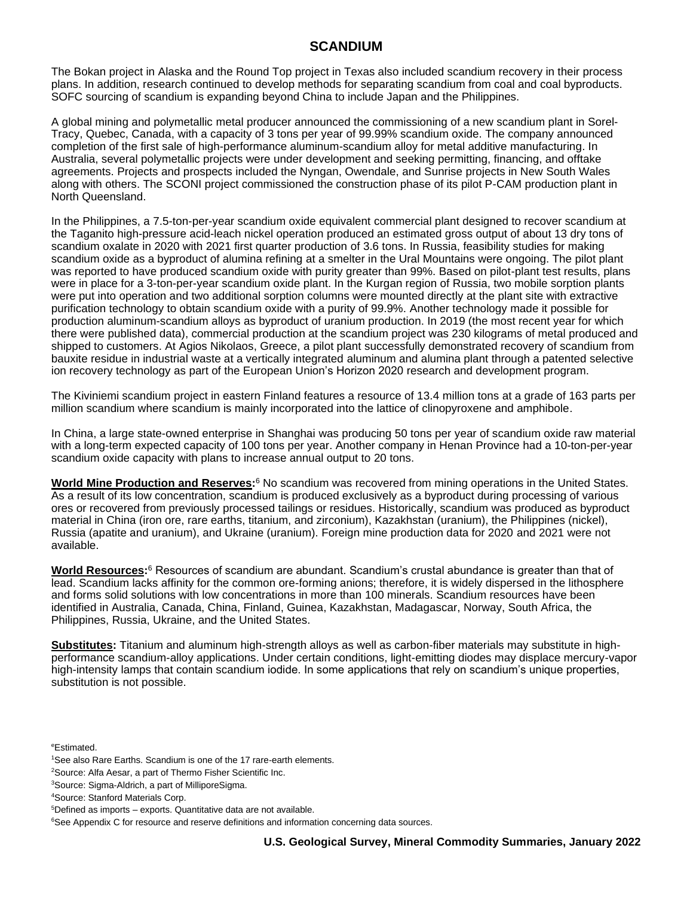# SCANDIUM

The Bokan project in Alaska and the Round Top project in Texas also included scandium recovery in their process plans. In addition, research continued to develop methods for separating scandium from coal and coal byproducts. SOFC sourcing of scandium is expanding beyond China to include Japan and the Philippines.

A global mining and polymetallic metal producer announced the commissioning of a new scandium plant in Sorel-Tracy, Quebec, Canada, with a capacity of 3 tons per year of 99.99% scandium oxide. The company announced completion of the first sale of high-performance aluminum-scandium alloy for metal additive manufacturing. In Australia, several polymetallic projects were under development and seeking permitting, financing, and offtake agreements. Projects and prospects included the Nyngan, Owendale, and Sunrise projects in New South Wales along with others. The SCONI project commissioned the construction phase of its pilot P-CAM production plant in North Queensland.

In the Philippines, a 7.5-ton-per-year scandium oxide equivalent commercial plant designed to recover scandium at the Taganito high-pressure acid-leach nickel operation produced an estimated gross output of about 13 dry tons of scandium oxalate in 2020 with 2021 first quarter production of 3.6 tons. In Russia, feasibility studies for making scandium oxide as a byproduct of alumina refining at a smelter in the Ural Mountains were ongoing. The pilot plant was reported to have produced scandium oxide with purity greater than 99%. Based on pilot-plant test results, plans were in place for a 3-ton-per-year scandium oxide plant. In the Kurgan region of Russia, two mobile sorption plants were put into operation and two additional sorption columns were mounted directly at the plant site with extractive purification technology to obtain scandium oxide with a purity of 99.9%. Another technology made it possible for production aluminum-scandium alloys as byproduct of uranium production. In 2019 (the most recent year for which there were published data), commercial production at the scandium project was 230 kilograms of metal produced and shipped to customers. At Agios Nikolaos, Greece, a pilot plant successfully demonstrated recovery of scandium from bauxite residue in industrial waste at a vertically integrated aluminum and alumina plant through a patented selective ion recovery technology as part of the European Union's Horizon 2020 research and development program.

The Kiviniemi scandium project in eastern Finland features a resource of 13.4 million tons at a grade of 163 parts per million scandium where scandium is mainly incorporated into the lattice of clinopyroxene and amphibole.

In China, a large state-owned enterprise in Shanghai was producing 50 tons per year of scandium oxide raw material with a long-term expected capacity of 100 tons per year. Another company in Henan Province had a 10-ton-per-year scandium oxide capacity with plans to increase annual output to 20 tons.

**World Mine Production and Reserves:**[6] No scandium was recovered from mining operations in the United States. As a result of its low concentration, scandium is produced exclusively as a byproduct during processing of various ores or recovered from previously processed tailings or residues. Historically, scandium was produced as byproduct material in China (iron ore, rare earths, titanium, and zirconium), Kazakhstan (uranium), the Philippines (nickel), Russia (apatite and uranium), and Ukraine (uranium). Foreign mine production data for 2020 and 2021 were not available.

**World Resources:**[6] Resources of scandium are abundant. Scandium's crustal abundance is greater than that of lead. Scandium lacks affinity for the common ore-forming anions; therefore, it is widely dispersed in the lithosphere and forms solid solutions with low concentrations in more than 100 minerals. Scandium resources have been identified in Australia, Canada, China, Finland, Guinea, Kazakhstan, Madagascar, Norway, South Africa, the Philippines, Russia, Ukraine, and the United States.

**Substitutes:** Titanium and aluminum high-strength alloys as well as carbon-fiber materials may substitute in high-performance scandium-alloy applications. Under certain conditions, light-emitting diodes may displace mercury-vapor high-intensity lamps that contain scandium iodide. In some applications that rely on scandium's unique properties, substitution is not possible.

[e]Estimated.

[1]See also Rare Earths. Scandium is one of the 17 rare-earth elements.

[2]Source: Alfa Aesar, a part of Thermo Fisher Scientific Inc.

[3]Source: Sigma-Aldrich, a part of MilliporeSigma.

[4]Source: Stanford Materials Corp.

[5]Defined as imports – exports. Quantitative data are not available.

[6]See Appendix C for resource and reserve definitions and information concerning data sources.